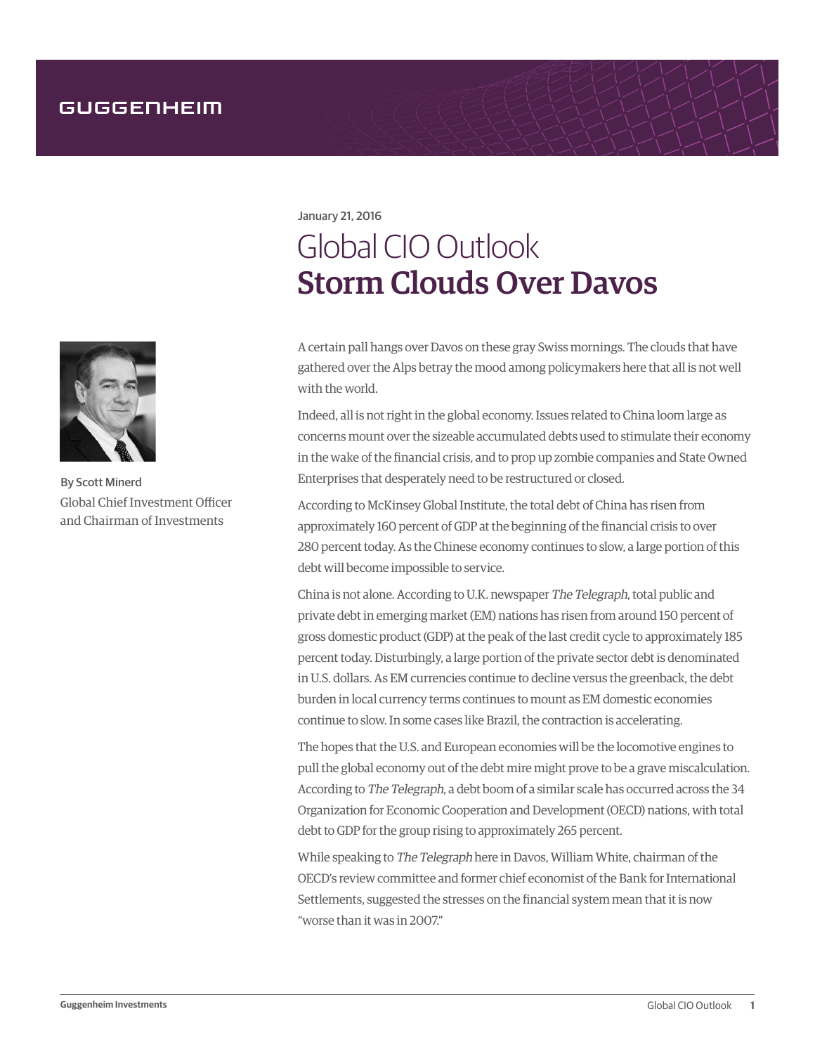GUGGENHEIM

January 21, 2016

# Global CIO Outlook
## Storm Clouds Over Davos

By Scott Minerd
Global Chief Investment Officer and Chairman of Investments

A certain pall hangs over Davos on these gray Swiss mornings. The clouds that have gathered over the Alps betray the mood among policymakers here that all is not well with the world.

Indeed, all is not right in the global economy. Issues related to China loom large as concerns mount over the sizeable accumulated debts used to stimulate their economy in the wake of the financial crisis, and to prop up zombie companies and State Owned Enterprises that desperately need to be restructured or closed.

According to McKinsey Global Institute, the total debt of China has risen from approximately 160 percent of GDP at the beginning of the financial crisis to over 280 percent today. As the Chinese economy continues to slow, a large portion of this debt will become impossible to service.

China is not alone. According to U.K. newspaper *The Telegraph*, total public and private debt in emerging market (EM) nations has risen from around 150 percent of gross domestic product (GDP) at the peak of the last credit cycle to approximately 185 percent today. Disturbingly, a large portion of the private sector debt is denominated in U.S. dollars. As EM currencies continue to decline versus the greenback, the debt burden in local currency terms continues to mount as EM domestic economies continue to slow. In some cases like Brazil, the contraction is accelerating.

The hopes that the U.S. and European economies will be the locomotive engines to pull the global economy out of the debt mire might prove to be a grave miscalculation. According to *The Telegraph*, a debt boom of a similar scale has occurred across the 34 Organization for Economic Cooperation and Development (OECD) nations, with total debt to GDP for the group rising to approximately 265 percent.

While speaking to *The Telegraph* here in Davos, William White, chairman of the OECD's review committee and former chief economist of the Bank for International Settlements, suggested the stresses on the financial system mean that it is now "worse than it was in 2007."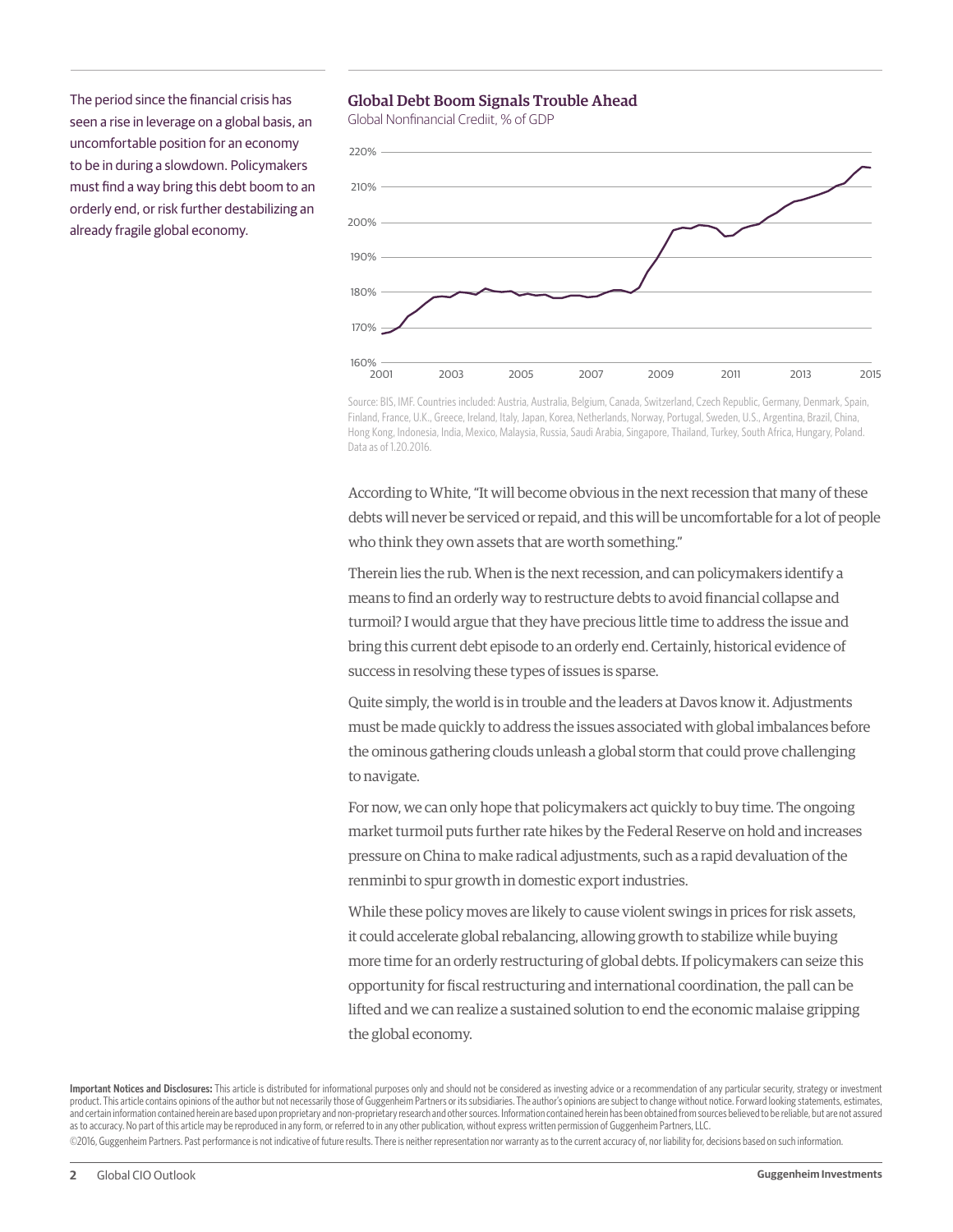The period since the financial crisis has seen a rise in leverage on a global basis, an uncomfortable position for an economy to be in during a slowdown. Policymakers must find a way bring this debt boom to an orderly end, or risk further destabilizing an already fragile global economy.

### Global Debt Boom Signals Trouble Ahead

Global Nonfinancial Crediit, % of GDP

220%
210%
200%
190%
180%
170%
160%

2001 2003 2005 2007 2009 2011 2013 2015

Source: BIS, IMF. Countries included: Austria, Australia, Belgium, Canada, Switzerland, Czech Republic, Germany, Denmark, Spain, Finland, France, U.K., Greece, Ireland, Italy, Japan, Korea, Netherlands, Norway, Portugal, Sweden, U.S., Argentina, Brazil, China, Hong Kong, Indonesia, India, Mexico, Malaysia, Russia, Saudi Arabia, Singapore, Thailand, Turkey, South Africa, Hungary, Poland. Data as of 1.20.2016.

According to White, "It will become obvious in the next recession that many of these debts will never be serviced or repaid, and this will be uncomfortable for a lot of people who think they own assets that are worth something."

Therein lies the rub. When is the next recession, and can policymakers identify a means to find an orderly way to restructure debts to avoid financial collapse and turmoil? I would argue that they have precious little time to address the issue and bring this current debt episode to an orderly end. Certainly, historical evidence of success in resolving these types of issues is sparse.

Quite simply, the world is in trouble and the leaders at Davos know it. Adjustments must be made quickly to address the issues associated with global imbalances before the ominous gathering clouds unleash a global storm that could prove challenging to navigate.

For now, we can only hope that policymakers act quickly to buy time. The ongoing market turmoil puts further rate hikes by the Federal Reserve on hold and increases pressure on China to make radical adjustments, such as a rapid devaluation of the renminbi to spur growth in domestic export industries.

While these policy moves are likely to cause violent swings in prices for risk assets, it could accelerate global rebalancing, allowing growth to stabilize while buying more time for an orderly restructuring of global debts. If policymakers can seize this opportunity for fiscal restructuring and international coordination, the pall can be lifted and we can realize a sustained solution to end the economic malaise gripping the global economy.

**Important Notices and Disclosures:** This article is distributed for informational purposes only and should not be considered as investing advice or a recommendation of any particular security, strategy or investment product. This article contains opinions of the author but not necessarily those of Guggenheim Partners or its subsidiaries. The author's opinions are subject to change without notice. Forward looking statements, estimates, and certain information contained herein are based upon proprietary and non-proprietary research and other sources. Information contained herein has been obtained from sources believed to be reliable, but are not assured as to accuracy. No part of this article may be reproduced in any form, or referred to in any other publication, without express written permission of Guggenheim Partners, LLC.

©2016, Guggenheim Partners. Past performance is not indicative of future results. There is neither representation nor warranty as to the current accuracy of, nor liability for, decisions based on such information.